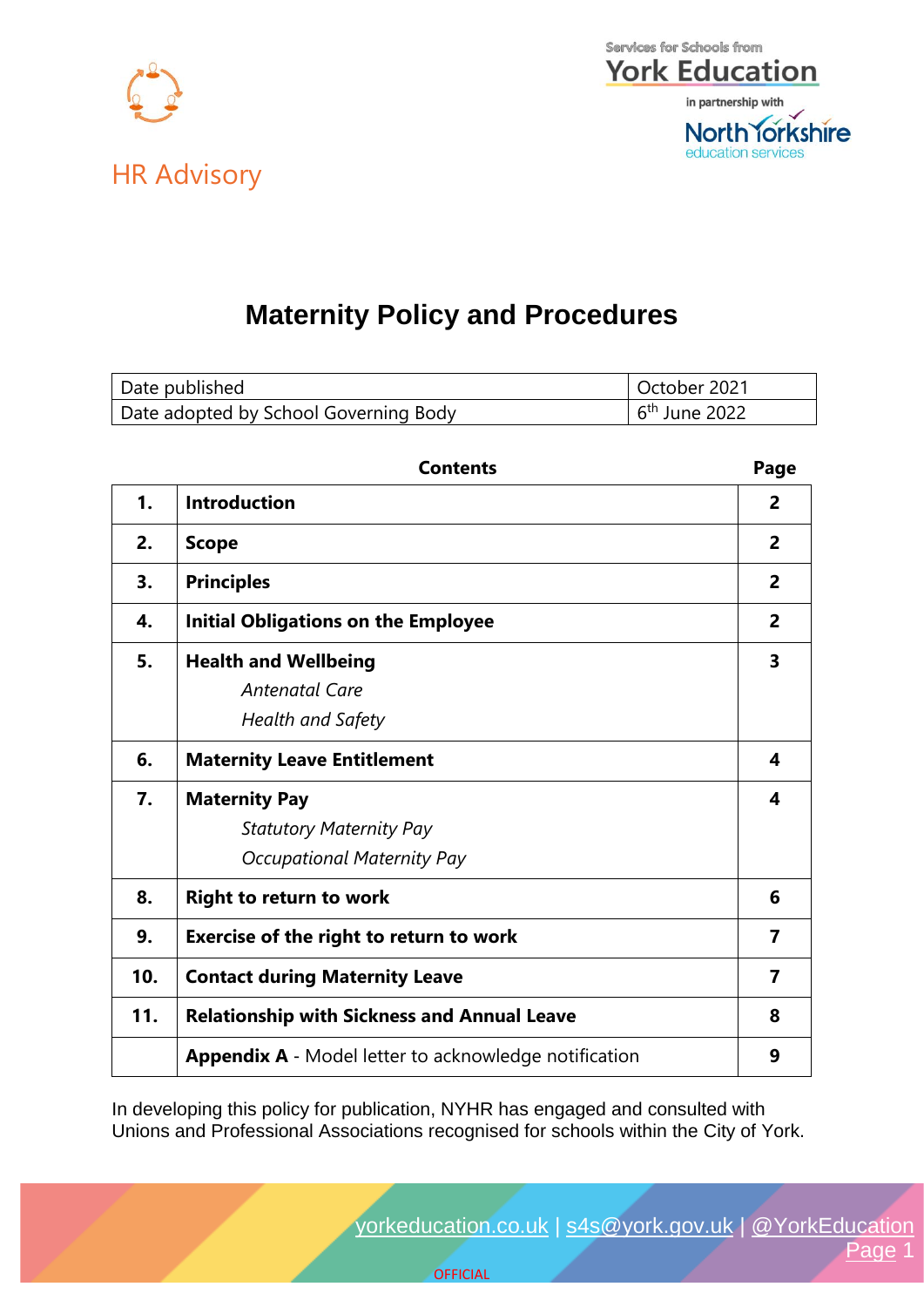HR Advisory

Services for Schools from York Education in partnership with North Yorkshire education services

# Maternity Policy and Procedures

| Date published | October 2021 |
|---|---|
| Date adopted by School Governing Body | 6th June 2022 |

| | Contents | Page |
|---|---|---|
| 1. | **Introduction** | 2 |
| 2. | **Scope** | 2 |
| 3. | **Principles** | 2 |
| 4. | **Initial Obligations on the Employee** | 2 |
| 5. | **Health and Wellbeing**<br>*Antenatal Care*<br>*Health and Safety* | 3 |
| 6. | **Maternity Leave Entitlement** | 4 |
| 7. | **Maternity Pay**<br>*Statutory Maternity Pay*<br>*Occupational Maternity Pay* | 4 |
| 8. | **Right to return to work** | 6 |
| 9. | **Exercise of the right to return to work** | 7 |
| 10. | **Contact during Maternity Leave** | 7 |
| 11. | **Relationship with Sickness and Annual Leave** | 8 |
| | **Appendix A** - Model letter to acknowledge notification | 9 |

In developing this policy for publication, NYHR has engaged and consulted with Unions and Professional Associations recognised for schools within the City of York.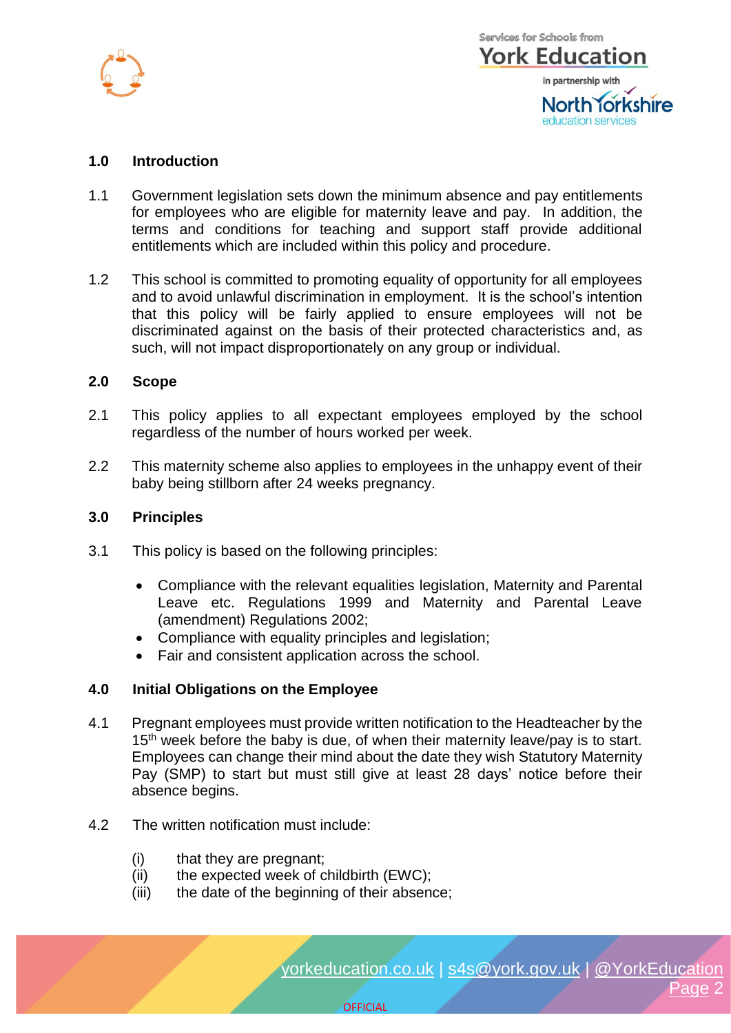## 1.0 Introduction

1.1 Government legislation sets down the minimum absence and pay entitlements for employees who are eligible for maternity leave and pay. In addition, the terms and conditions for teaching and support staff provide additional entitlements which are included within this policy and procedure.

1.2 This school is committed to promoting equality of opportunity for all employees and to avoid unlawful discrimination in employment. It is the school's intention that this policy will be fairly applied to ensure employees will not be discriminated against on the basis of their protected characteristics and, as such, will not impact disproportionately on any group or individual.

## 2.0 Scope

2.1 This policy applies to all expectant employees employed by the school regardless of the number of hours worked per week.

2.2 This maternity scheme also applies to employees in the unhappy event of their baby being stillborn after 24 weeks pregnancy.

## 3.0 Principles

3.1 This policy is based on the following principles:

- Compliance with the relevant equalities legislation, Maternity and Parental Leave etc. Regulations 1999 and Maternity and Parental Leave (amendment) Regulations 2002;
- Compliance with equality principles and legislation;
- Fair and consistent application across the school.

## 4.0 Initial Obligations on the Employee

4.1 Pregnant employees must provide written notification to the Headteacher by the 15th week before the baby is due, of when their maternity leave/pay is to start. Employees can change their mind about the date they wish Statutory Maternity Pay (SMP) to start but must still give at least 28 days' notice before their absence begins.

4.2 The written notification must include:

(i) that they are pregnant;
(ii) the expected week of childbirth (EWC);
(iii) the date of the beginning of their absence;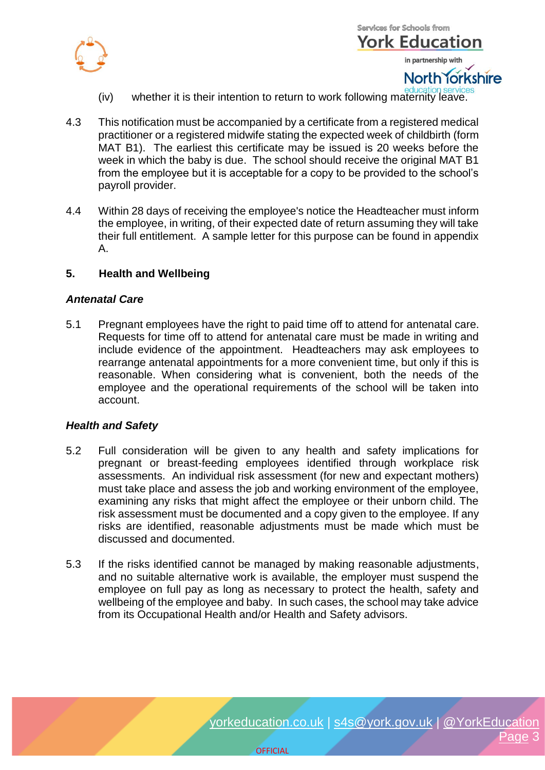(iv) whether it is their intention to return to work following maternity leave.

4.3 This notification must be accompanied by a certificate from a registered medical practitioner or a registered midwife stating the expected week of childbirth (form MAT B1). The earliest this certificate may be issued is 20 weeks before the week in which the baby is due. The school should receive the original MAT B1 from the employee but it is acceptable for a copy to be provided to the school's payroll provider.

4.4 Within 28 days of receiving the employee's notice the Headteacher must inform the employee, in writing, of their expected date of return assuming they will take their full entitlement. A sample letter for this purpose can be found in appendix A.

## 5. Health and Wellbeing

### *Antenatal Care*

5.1 Pregnant employees have the right to paid time off to attend for antenatal care. Requests for time off to attend for antenatal care must be made in writing and include evidence of the appointment. Headteachers may ask employees to rearrange antenatal appointments for a more convenient time, but only if this is reasonable. When considering what is convenient, both the needs of the employee and the operational requirements of the school will be taken into account.

### *Health and Safety*

5.2 Full consideration will be given to any health and safety implications for pregnant or breast-feeding employees identified through workplace risk assessments. An individual risk assessment (for new and expectant mothers) must take place and assess the job and working environment of the employee, examining any risks that might affect the employee or their unborn child. The risk assessment must be documented and a copy given to the employee. If any risks are identified, reasonable adjustments must be made which must be discussed and documented.

5.3 If the risks identified cannot be managed by making reasonable adjustments, and no suitable alternative work is available, the employer must suspend the employee on full pay as long as necessary to protect the health, safety and wellbeing of the employee and baby. In such cases, the school may take advice from its Occupational Health and/or Health and Safety advisors.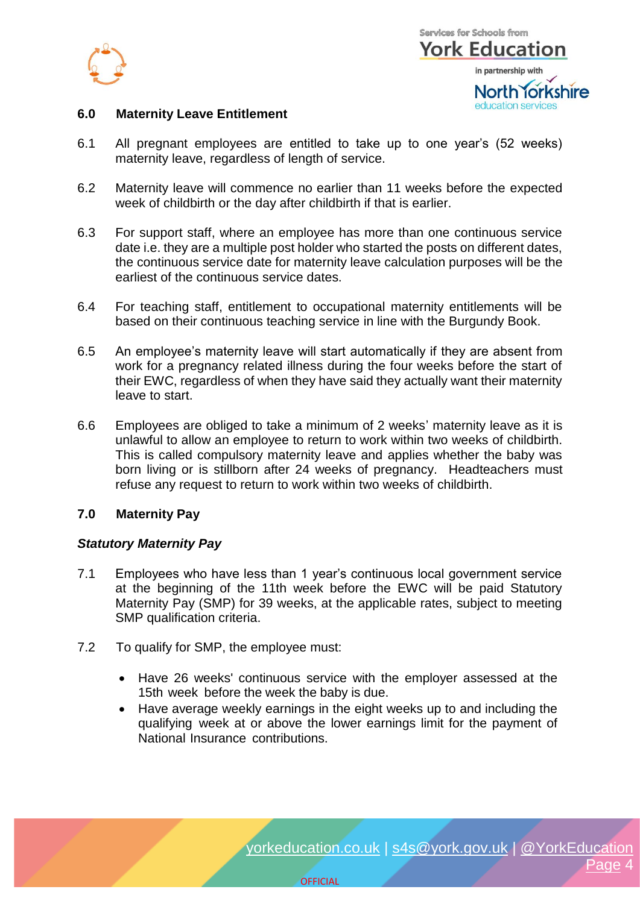## 6.0 Maternity Leave Entitlement

6.1 All pregnant employees are entitled to take up to one year's (52 weeks) maternity leave, regardless of length of service.

6.2 Maternity leave will commence no earlier than 11 weeks before the expected week of childbirth or the day after childbirth if that is earlier.

6.3 For support staff, where an employee has more than one continuous service date i.e. they are a multiple post holder who started the posts on different dates, the continuous service date for maternity leave calculation purposes will be the earliest of the continuous service dates.

6.4 For teaching staff, entitlement to occupational maternity entitlements will be based on their continuous teaching service in line with the Burgundy Book.

6.5 An employee's maternity leave will start automatically if they are absent from work for a pregnancy related illness during the four weeks before the start of their EWC, regardless of when they have said they actually want their maternity leave to start.

6.6 Employees are obliged to take a minimum of 2 weeks' maternity leave as it is unlawful to allow an employee to return to work within two weeks of childbirth. This is called compulsory maternity leave and applies whether the baby was born living or is stillborn after 24 weeks of pregnancy. Headteachers must refuse any request to return to work within two weeks of childbirth.

## 7.0 Maternity Pay

### *Statutory Maternity Pay*

7.1 Employees who have less than 1 year's continuous local government service at the beginning of the 11th week before the EWC will be paid Statutory Maternity Pay (SMP) for 39 weeks, at the applicable rates, subject to meeting SMP qualification criteria.

7.2 To qualify for SMP, the employee must:

- Have 26 weeks' continuous service with the employer assessed at the 15th week before the week the baby is due.
- Have average weekly earnings in the eight weeks up to and including the qualifying week at or above the lower earnings limit for the payment of National Insurance contributions.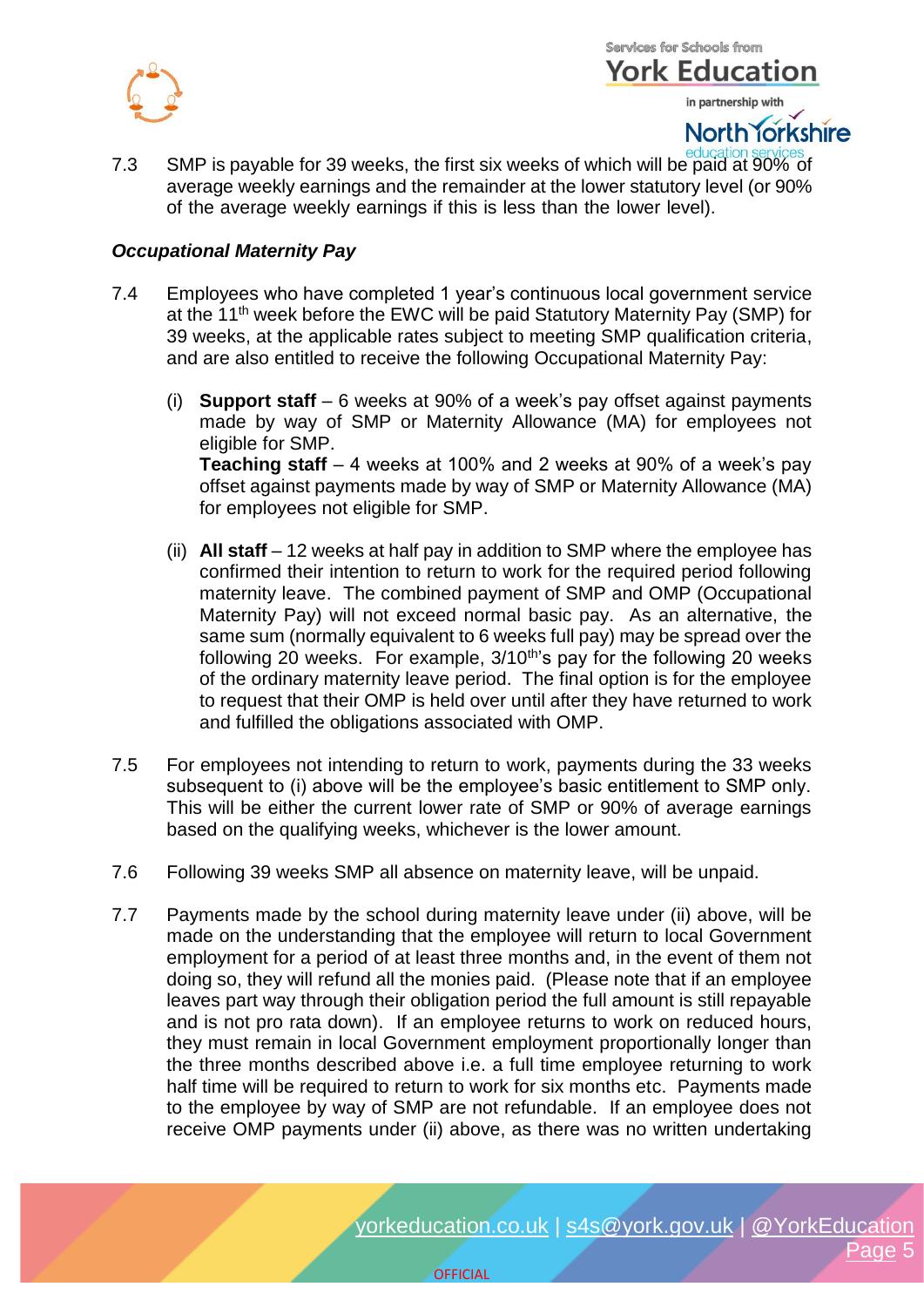7.3 SMP is payable for 39 weeks, the first six weeks of which will be paid at 90% of average weekly earnings and the remainder at the lower statutory level (or 90% of the average weekly earnings if this is less than the lower level).

### *Occupational Maternity Pay*

7.4 Employees who have completed 1 year's continuous local government service at the 11th week before the EWC will be paid Statutory Maternity Pay (SMP) for 39 weeks, at the applicable rates subject to meeting SMP qualification criteria, and are also entitled to receive the following Occupational Maternity Pay:

(i) **Support staff** – 6 weeks at 90% of a week's pay offset against payments made by way of SMP or Maternity Allowance (MA) for employees not eligible for SMP.
**Teaching staff** – 4 weeks at 100% and 2 weeks at 90% of a week's pay offset against payments made by way of SMP or Maternity Allowance (MA) for employees not eligible for SMP.

(ii) **All staff** – 12 weeks at half pay in addition to SMP where the employee has confirmed their intention to return to work for the required period following maternity leave. The combined payment of SMP and OMP (Occupational Maternity Pay) will not exceed normal basic pay. As an alternative, the same sum (normally equivalent to 6 weeks full pay) may be spread over the following 20 weeks. For example, 3/10th's pay for the following 20 weeks of the ordinary maternity leave period. The final option is for the employee to request that their OMP is held over until after they have returned to work and fulfilled the obligations associated with OMP.

7.5 For employees not intending to return to work, payments during the 33 weeks subsequent to (i) above will be the employee's basic entitlement to SMP only. This will be either the current lower rate of SMP or 90% of average earnings based on the qualifying weeks, whichever is the lower amount.

7.6 Following 39 weeks SMP all absence on maternity leave, will be unpaid.

7.7 Payments made by the school during maternity leave under (ii) above, will be made on the understanding that the employee will return to local Government employment for a period of at least three months and, in the event of them not doing so, they will refund all the monies paid. (Please note that if an employee leaves part way through their obligation period the full amount is still repayable and is not pro rata down). If an employee returns to work on reduced hours, they must remain in local Government employment proportionally longer than the three months described above i.e. a full time employee returning to work half time will be required to return to work for six months etc. Payments made to the employee by way of SMP are not refundable. If an employee does not receive OMP payments under (ii) above, as there was no written undertaking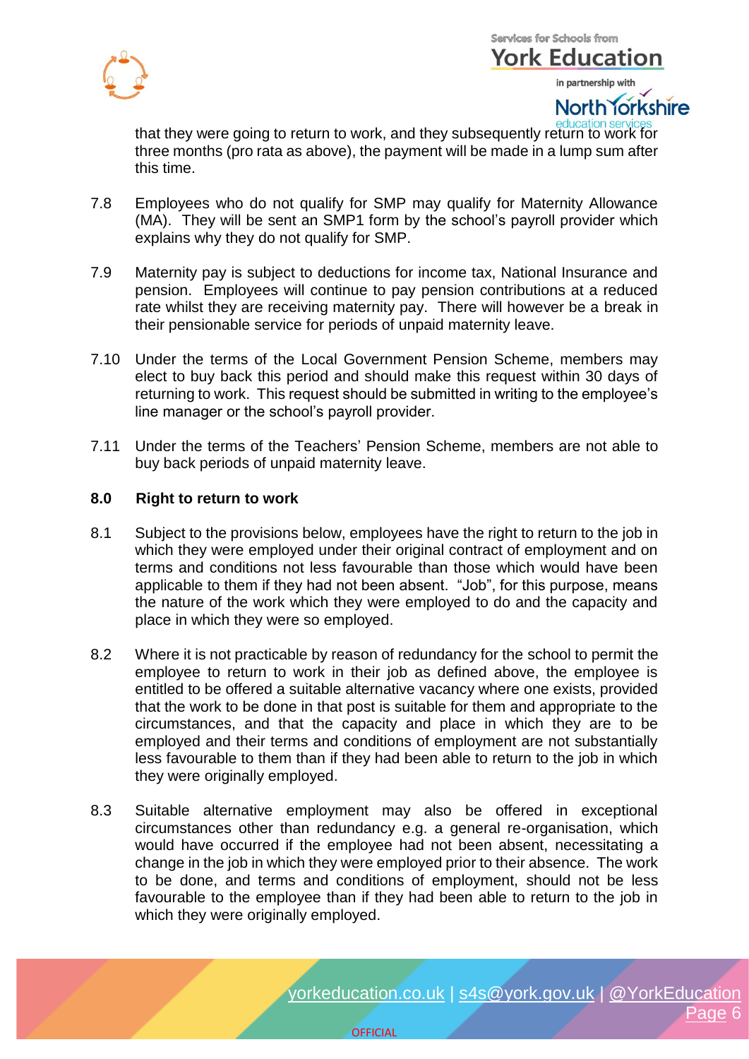that they were going to return to work, and they subsequently return to work for three months (pro rata as above), the payment will be made in a lump sum after this time.

7.8 Employees who do not qualify for SMP may qualify for Maternity Allowance (MA). They will be sent an SMP1 form by the school's payroll provider which explains why they do not qualify for SMP.

7.9 Maternity pay is subject to deductions for income tax, National Insurance and pension. Employees will continue to pay pension contributions at a reduced rate whilst they are receiving maternity pay. There will however be a break in their pensionable service for periods of unpaid maternity leave.

7.10 Under the terms of the Local Government Pension Scheme, members may elect to buy back this period and should make this request within 30 days of returning to work. This request should be submitted in writing to the employee's line manager or the school's payroll provider.

7.11 Under the terms of the Teachers' Pension Scheme, members are not able to buy back periods of unpaid maternity leave.

## 8.0 Right to return to work

8.1 Subject to the provisions below, employees have the right to return to the job in which they were employed under their original contract of employment and on terms and conditions not less favourable than those which would have been applicable to them if they had not been absent. "Job", for this purpose, means the nature of the work which they were employed to do and the capacity and place in which they were so employed.

8.2 Where it is not practicable by reason of redundancy for the school to permit the employee to return to work in their job as defined above, the employee is entitled to be offered a suitable alternative vacancy where one exists, provided that the work to be done in that post is suitable for them and appropriate to the circumstances, and that the capacity and place in which they are to be employed and their terms and conditions of employment are not substantially less favourable to them than if they had been able to return to the job in which they were originally employed.

8.3 Suitable alternative employment may also be offered in exceptional circumstances other than redundancy e.g. a general re-organisation, which would have occurred if the employee had not been absent, necessitating a change in the job in which they were employed prior to their absence. The work to be done, and terms and conditions of employment, should not be less favourable to the employee than if they had been able to return to the job in which they were originally employed.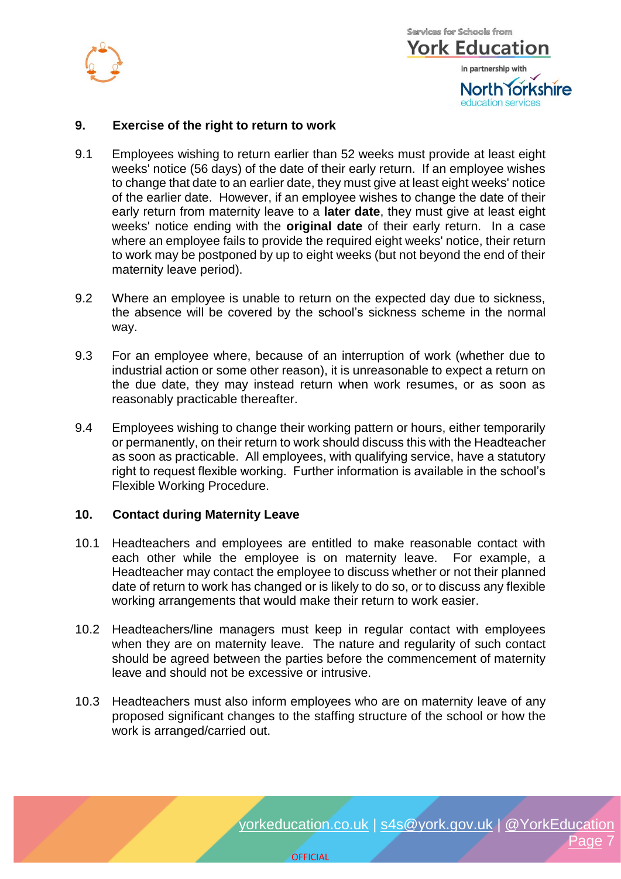## 9. Exercise of the right to return to work

9.1 Employees wishing to return earlier than 52 weeks must provide at least eight weeks' notice (56 days) of the date of their early return. If an employee wishes to change that date to an earlier date, they must give at least eight weeks' notice of the earlier date. However, if an employee wishes to change the date of their early return from maternity leave to a **later date**, they must give at least eight weeks' notice ending with the **original date** of their early return. In a case where an employee fails to provide the required eight weeks' notice, their return to work may be postponed by up to eight weeks (but not beyond the end of their maternity leave period).

9.2 Where an employee is unable to return on the expected day due to sickness, the absence will be covered by the school's sickness scheme in the normal way.

9.3 For an employee where, because of an interruption of work (whether due to industrial action or some other reason), it is unreasonable to expect a return on the due date, they may instead return when work resumes, or as soon as reasonably practicable thereafter.

9.4 Employees wishing to change their working pattern or hours, either temporarily or permanently, on their return to work should discuss this with the Headteacher as soon as practicable. All employees, with qualifying service, have a statutory right to request flexible working. Further information is available in the school's Flexible Working Procedure.

## 10. Contact during Maternity Leave

10.1 Headteachers and employees are entitled to make reasonable contact with each other while the employee is on maternity leave. For example, a Headteacher may contact the employee to discuss whether or not their planned date of return to work has changed or is likely to do so, or to discuss any flexible working arrangements that would make their return to work easier.

10.2 Headteachers/line managers must keep in regular contact with employees when they are on maternity leave. The nature and regularity of such contact should be agreed between the parties before the commencement of maternity leave and should not be excessive or intrusive.

10.3 Headteachers must also inform employees who are on maternity leave of any proposed significant changes to the staffing structure of the school or how the work is arranged/carried out.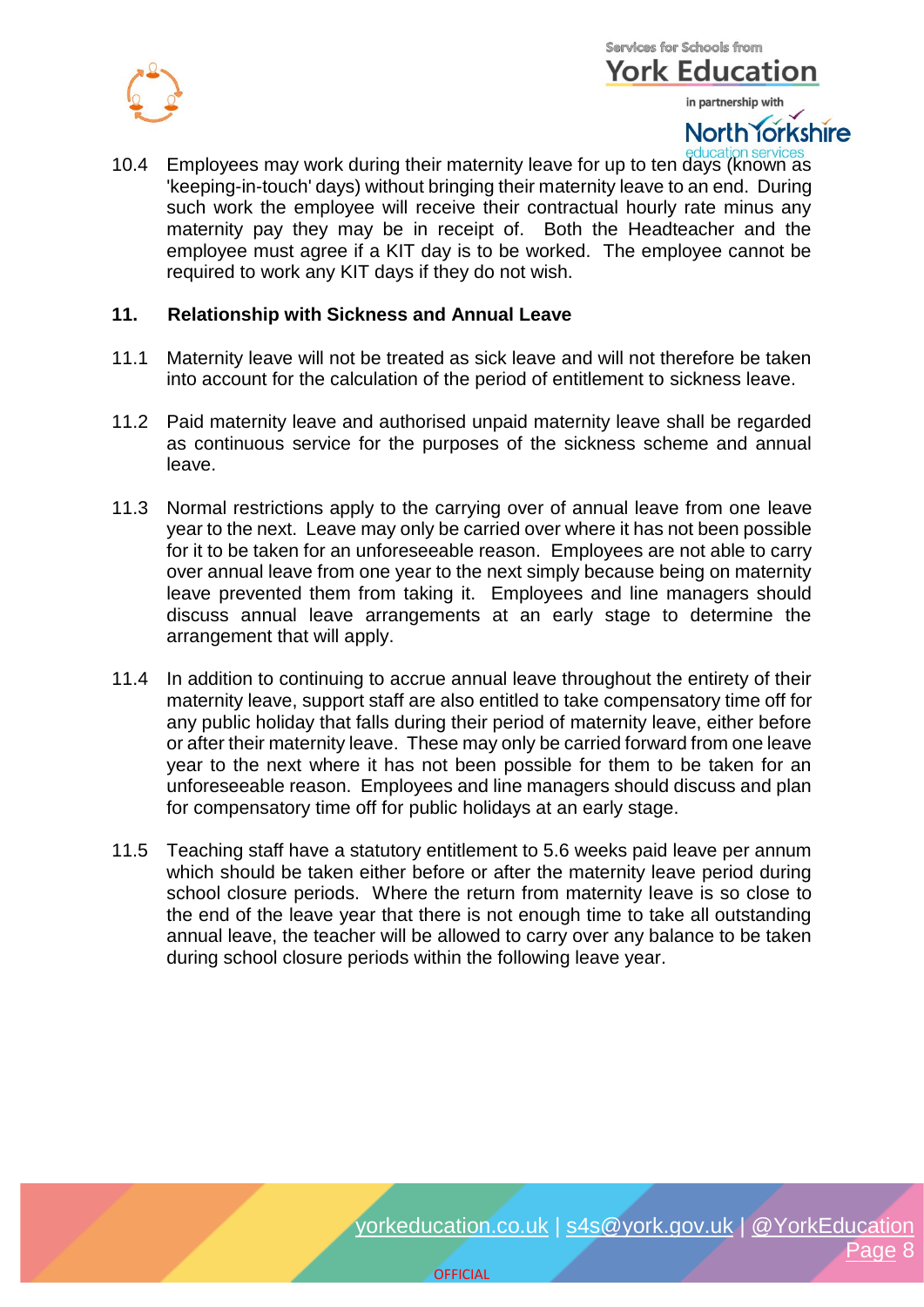10.4 Employees may work during their maternity leave for up to ten days (known as 'keeping-in-touch' days) without bringing their maternity leave to an end. During such work the employee will receive their contractual hourly rate minus any maternity pay they may be in receipt of. Both the Headteacher and the employee must agree if a KIT day is to be worked. The employee cannot be required to work any KIT days if they do not wish.

## 11. Relationship with Sickness and Annual Leave

11.1 Maternity leave will not be treated as sick leave and will not therefore be taken into account for the calculation of the period of entitlement to sickness leave.

11.2 Paid maternity leave and authorised unpaid maternity leave shall be regarded as continuous service for the purposes of the sickness scheme and annual leave.

11.3 Normal restrictions apply to the carrying over of annual leave from one leave year to the next. Leave may only be carried over where it has not been possible for it to be taken for an unforeseeable reason. Employees are not able to carry over annual leave from one year to the next simply because being on maternity leave prevented them from taking it. Employees and line managers should discuss annual leave arrangements at an early stage to determine the arrangement that will apply.

11.4 In addition to continuing to accrue annual leave throughout the entirety of their maternity leave, support staff are also entitled to take compensatory time off for any public holiday that falls during their period of maternity leave, either before or after their maternity leave. These may only be carried forward from one leave year to the next where it has not been possible for them to be taken for an unforeseeable reason. Employees and line managers should discuss and plan for compensatory time off for public holidays at an early stage.

11.5 Teaching staff have a statutory entitlement to 5.6 weeks paid leave per annum which should be taken either before or after the maternity leave period during school closure periods. Where the return from maternity leave is so close to the end of the leave year that there is not enough time to take all outstanding annual leave, the teacher will be allowed to carry over any balance to be taken during school closure periods within the following leave year.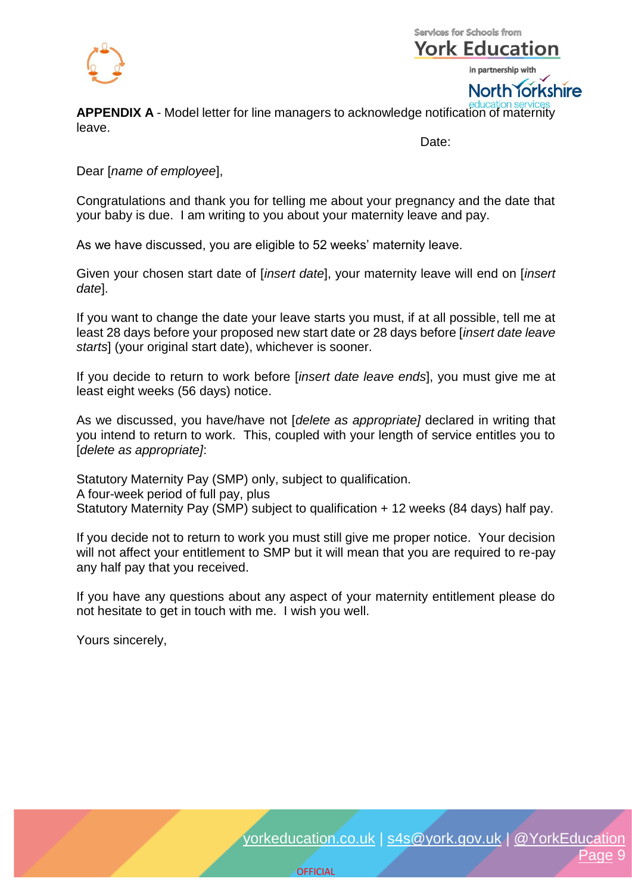**APPENDIX A** - Model letter for line managers to acknowledge notification of maternity leave.

Date:

Dear [*name of employee*],

Congratulations and thank you for telling me about your pregnancy and the date that your baby is due. I am writing to you about your maternity leave and pay.

As we have discussed, you are eligible to 52 weeks' maternity leave.

Given your chosen start date of [*insert date*], your maternity leave will end on [*insert date*].

If you want to change the date your leave starts you must, if at all possible, tell me at least 28 days before your proposed new start date or 28 days before [*insert date leave starts*] (your original start date), whichever is sooner.

If you decide to return to work before [*insert date leave ends*], you must give me at least eight weeks (56 days) notice.

As we discussed, you have/have not [*delete as appropriate]* declared in writing that you intend to return to work. This, coupled with your length of service entitles you to [*delete as appropriate]*:

Statutory Maternity Pay (SMP) only, subject to qualification.
A four-week period of full pay, plus
Statutory Maternity Pay (SMP) subject to qualification + 12 weeks (84 days) half pay.

If you decide not to return to work you must still give me proper notice. Your decision will not affect your entitlement to SMP but it will mean that you are required to re-pay any half pay that you received.

If you have any questions about any aspect of your maternity entitlement please do not hesitate to get in touch with me. I wish you well.

Yours sincerely,